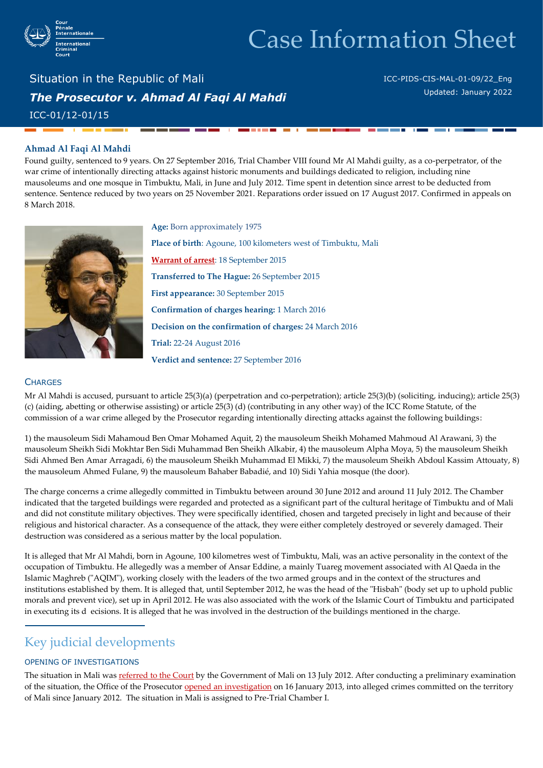# Case Information Sheet

## Situation in the Republic of Mali

### *The Prosecutor v. Ahmad Al Faqi Al Mahdi*

ICC-01/12-01/15

ICC-PIDS-CIS-MAL-01-09/22_Eng
Updated: January 2022

**Ahmad Al Faqi Al Mahdi**

Found guilty, sentenced to 9 years. On 27 September 2016, Trial Chamber VIII found Mr Al Mahdi guilty, as a co-perpetrator, of the war crime of intentionally directing attacks against historic monuments and buildings dedicated to religion, including nine mausoleums and one mosque in Timbuktu, Mali, in June and July 2012. Time spent in detention since arrest to be deducted from sentence. Sentence reduced by two years on 25 November 2021. Reparations order issued on 17 August 2017. Confirmed in appeals on 8 March 2018.

**Age:** Born approximately 1975

**Place of birth**: Agoune, 100 kilometers west of Timbuktu, Mali

**Warrant of arrest**: 18 September 2015

**Transferred to The Hague:** 26 September 2015

**First appearance:** 30 September 2015

**Confirmation of charges hearing:** 1 March 2016

**Decision on the confirmation of charges:** 24 March 2016

**Trial:** 22-24 August 2016

**Verdict and sentence:** 27 September 2016

### CHARGES

Mr Al Mahdi is accused, pursuant to article 25(3)(a) (perpetration and co-perpetration); article 25(3)(b) (soliciting, inducing); article 25(3)(c) (aiding, abetting or otherwise assisting) or article 25(3) (d) (contributing in any other way) of the ICC Rome Statute, of the commission of a war crime alleged by the Prosecutor regarding intentionally directing attacks against the following buildings:

1) the mausoleum Sidi Mahamoud Ben Omar Mohamed Aquit, 2) the mausoleum Sheikh Mohamed Mahmoud Al Arawani, 3) the mausoleum Sheikh Sidi Mokhtar Ben Sidi Muhammad Ben Sheikh Alkabir, 4) the mausoleum Alpha Moya, 5) the mausoleum Sheikh Sidi Ahmed Ben Amar Arragadi, 6) the mausoleum Sheikh Muhammad El Mikki, 7) the mausoleum Sheikh Abdoul Kassim Attouaty, 8) the mausoleum Ahmed Fulane, 9) the mausoleum Bahaber Babadié, and 10) Sidi Yahia mosque (the door).

The charge concerns a crime allegedly committed in Timbuktu between around 30 June 2012 and around 11 July 2012. The Chamber indicated that the targeted buildings were regarded and protected as a significant part of the cultural heritage of Timbuktu and of Mali and did not constitute military objectives. They were specifically identified, chosen and targeted precisely in light and because of their religious and historical character. As a consequence of the attack, they were either completely destroyed or severely damaged. Their destruction was considered as a serious matter by the local population.

It is alleged that Mr Al Mahdi, born in Agoune, 100 kilometres west of Timbuktu, Mali, was an active personality in the context of the occupation of Timbuktu. He allegedly was a member of Ansar Eddine, a mainly Tuareg movement associated with Al Qaeda in the Islamic Maghreb ("AQIM"), working closely with the leaders of the two armed groups and in the context of the structures and institutions established by them. It is alleged that, until September 2012, he was the head of the "Hisbah" (body set up to uphold public morals and prevent vice), set up in April 2012. He was also associated with the work of the Islamic Court of Timbuktu and participated in executing its d ecisions. It is alleged that he was involved in the destruction of the buildings mentioned in the charge.

## Key judicial developments

### OPENING OF INVESTIGATIONS

The situation in Mali was referred to the Court by the Government of Mali on 13 July 2012. After conducting a preliminary examination of the situation, the Office of the Prosecutor opened an investigation on 16 January 2013, into alleged crimes committed on the territory of Mali since January 2012. The situation in Mali is assigned to Pre-Trial Chamber I.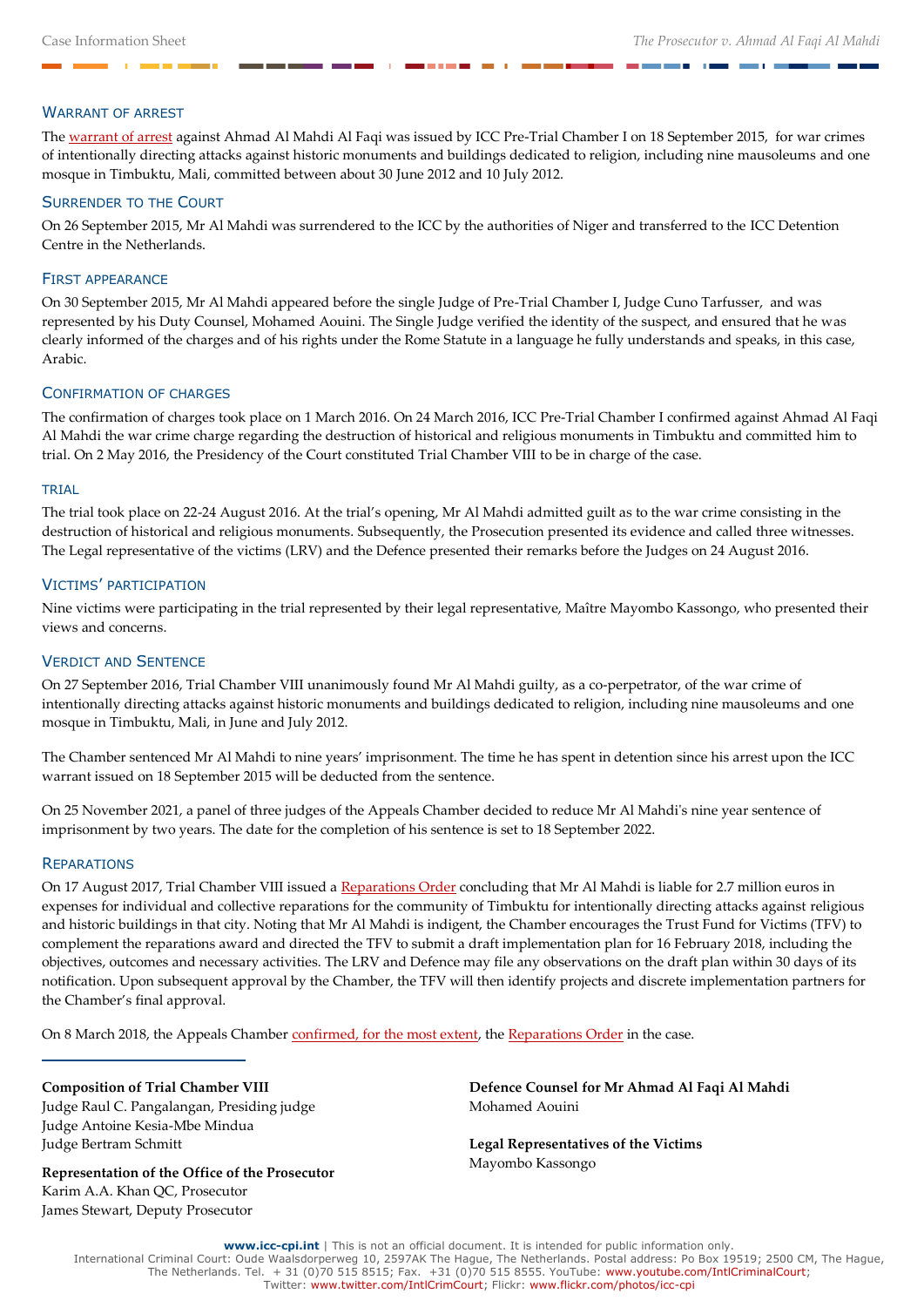## WARRANT OF ARREST

The warrant of arrest against Ahmad Al Mahdi Al Faqi was issued by ICC Pre-Trial Chamber I on 18 September 2015, for war crimes of intentionally directing attacks against historic monuments and buildings dedicated to religion, including nine mausoleums and one mosque in Timbuktu, Mali, committed between about 30 June 2012 and 10 July 2012.

## SURRENDER TO THE COURT

On 26 September 2015, Mr Al Mahdi was surrendered to the ICC by the authorities of Niger and transferred to the ICC Detention Centre in the Netherlands.

## FIRST APPEARANCE

On 30 September 2015, Mr Al Mahdi appeared before the single Judge of Pre-Trial Chamber I, Judge Cuno Tarfusser, and was represented by his Duty Counsel, Mohamed Aouini. The Single Judge verified the identity of the suspect, and ensured that he was clearly informed of the charges and of his rights under the Rome Statute in a language he fully understands and speaks, in this case, Arabic.

## CONFIRMATION OF CHARGES

The confirmation of charges took place on 1 March 2016. On 24 March 2016, ICC Pre-Trial Chamber I confirmed against Ahmad Al Faqi Al Mahdi the war crime charge regarding the destruction of historical and religious monuments in Timbuktu and committed him to trial. On 2 May 2016, the Presidency of the Court constituted Trial Chamber VIII to be in charge of the case.

## TRIAL

The trial took place on 22-24 August 2016. At the trial's opening, Mr Al Mahdi admitted guilt as to the war crime consisting in the destruction of historical and religious monuments. Subsequently, the Prosecution presented its evidence and called three witnesses. The Legal representative of the victims (LRV) and the Defence presented their remarks before the Judges on 24 August 2016.

## VICTIMS' PARTICIPATION

Nine victims were participating in the trial represented by their legal representative, Maître Mayombo Kassongo, who presented their views and concerns.

## VERDICT AND SENTENCE

On 27 September 2016, Trial Chamber VIII unanimously found Mr Al Mahdi guilty, as a co-perpetrator, of the war crime of intentionally directing attacks against historic monuments and buildings dedicated to religion, including nine mausoleums and one mosque in Timbuktu, Mali, in June and July 2012.

The Chamber sentenced Mr Al Mahdi to nine years' imprisonment. The time he has spent in detention since his arrest upon the ICC warrant issued on 18 September 2015 will be deducted from the sentence.

On 25 November 2021, a panel of three judges of the Appeals Chamber decided to reduce Mr Al Mahdi's nine year sentence of imprisonment by two years. The date for the completion of his sentence is set to 18 September 2022.

## REPARATIONS

On 17 August 2017, Trial Chamber VIII issued a Reparations Order concluding that Mr Al Mahdi is liable for 2.7 million euros in expenses for individual and collective reparations for the community of Timbuktu for intentionally directing attacks against religious and historic buildings in that city. Noting that Mr Al Mahdi is indigent, the Chamber encourages the Trust Fund for Victims (TFV) to complement the reparations award and directed the TFV to submit a draft implementation plan for 16 February 2018, including the objectives, outcomes and necessary activities. The LRV and Defence may file any observations on the draft plan within 30 days of its notification. Upon subsequent approval by the Chamber, the TFV will then identify projects and discrete implementation partners for the Chamber's final approval.

On 8 March 2018, the Appeals Chamber confirmed, for the most extent, the Reparations Order in the case.

---

**Composition of Trial Chamber VIII**
Judge Raul C. Pangalangan, Presiding judge
Judge Antoine Kesia-Mbe Mindua
Judge Bertram Schmitt

**Representation of the Office of the Prosecutor**
Karim A.A. Khan QC, Prosecutor
James Stewart, Deputy Prosecutor

**Defence Counsel for Mr Ahmad Al Faqi Al Mahdi**
Mohamed Aouini

**Legal Representatives of the Victims**
Mayombo Kassongo

**www.icc-cpi.int** | This is not an official document. It is intended for public information only.
International Criminal Court: Oude Waalsdorperweg 10, 2597AK The Hague, The Netherlands. Postal address: Po Box 19519; 2500 CM, The Hague, The Netherlands. Tel. + 31 (0)70 515 8515; Fax. +31 (0)70 515 8555. YouTube: www.youtube.com/IntlCriminalCourt; Twitter: www.twitter.com/IntlCrimCourt; Flickr: www.flickr.com/photos/icc-cpi